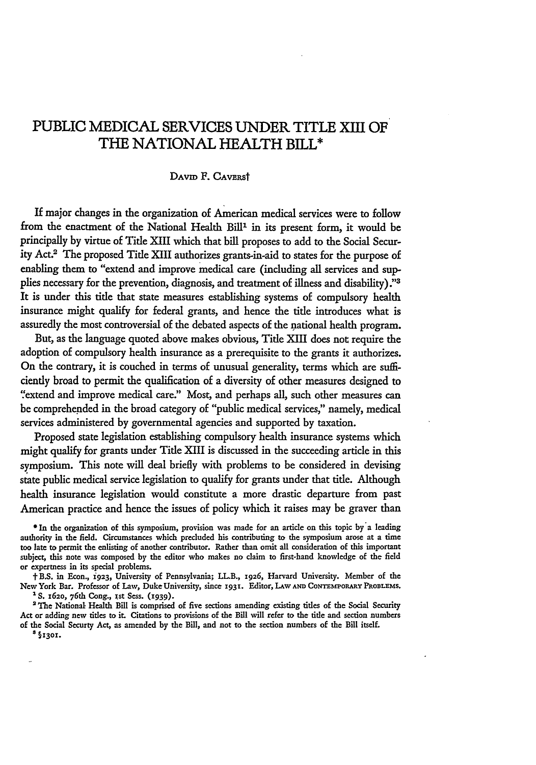# PUBLIC MEDICAL SERVICES UNDER TITLE XIII OF THE NATIONAL HEALTH BILL*

DAVID F. CAVERS†

If major changes in the organization of American medical services were to follow from the enactment of the National Health Bill[1] in its present form, it would be principally by virtue of Title XIII which that bill proposes to add to the Social Security Act.[2] The proposed Title XIII authorizes grants-in-aid to states for the purpose of enabling them to "extend and improve medical care (including all services and supplies necessary for the prevention, diagnosis, and treatment of illness and disability)."[3] It is under this title that state measures establishing systems of compulsory health insurance might qualify for federal grants, and hence the title introduces what is assuredly the most controversial of the debated aspects of the national health program.

But, as the language quoted above makes obvious, Title XIII does not require the adoption of compulsory health insurance as a prerequisite to the grants it authorizes. On the contrary, it is couched in terms of unusual generality, terms which are sufficiently broad to permit the qualification of a diversity of other measures designed to "extend and improve medical care." Most, and perhaps all, such other measures can be comprehended in the broad category of "public medical services," namely, medical services administered by governmental agencies and supported by taxation.

Proposed state legislation establishing compulsory health insurance systems which might qualify for grants under Title XIII is discussed in the succeeding article in this symposium. This note will deal briefly with problems to be considered in devising state public medical service legislation to qualify for grants under that title. Although health insurance legislation would constitute a more drastic departure from past American practice and hence the issues of policy which it raises may be graver than

---

\* In the organization of this symposium, provision was made for an article on this topic by a leading authority in the field. Circumstances which precluded his contributing to the symposium arose at a time too late to permit the enlisting of another contributor. Rather than omit all consideration of this important subject, this note was composed by the editor who makes no claim to first-hand knowledge of the field or expertness in its special problems.

† B.S. in Econ., 1923, University of Pennsylvania; LL.B., 1926, Harvard University. Member of the New York Bar. Professor of Law, Duke University, since 1931. Editor, LAW AND CONTEMPORARY PROBLEMS.

[1] S. 1620, 76th Cong., 1st Sess. (1939).

[2] The National Health Bill is comprised of five sections amending existing titles of the Social Security Act or adding new titles to it. Citations to provisions of the Bill will refer to the title and section numbers of the Social Securty Act, as amended by the Bill, and not to the section numbers of the Bill itself.

[3] §1301.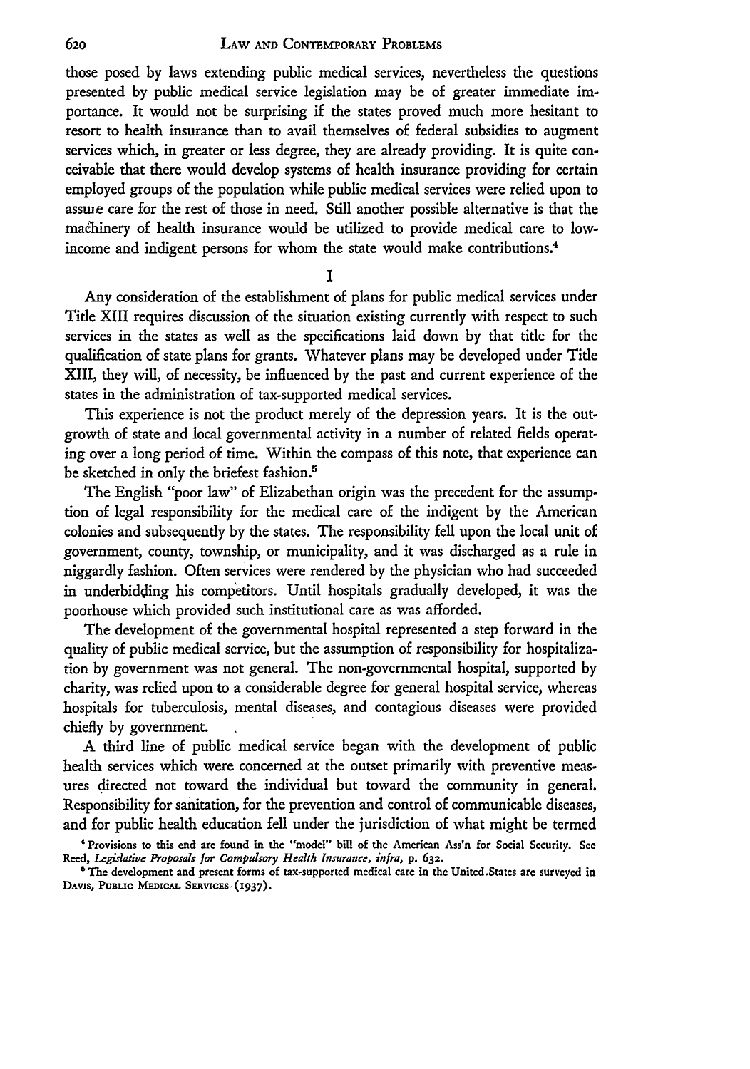those posed by laws extending public medical services, nevertheless the questions presented by public medical service legislation may be of greater immediate importance. It would not be surprising if the states proved much more hesitant to resort to health insurance than to avail themselves of federal subsidies to augment services which, in greater or less degree, they are already providing. It is quite conceivable that there would develop systems of health insurance providing for certain employed groups of the population while public medical services were relied upon to assure care for the rest of those in need. Still another possible alternative is that the machinery of health insurance would be utilized to provide medical care to low-income and indigent persons for whom the state would make contributions.[4]

## I

Any consideration of the establishment of plans for public medical services under Title XIII requires discussion of the situation existing currently with respect to such services in the states as well as the specifications laid down by that title for the qualification of state plans for grants. Whatever plans may be developed under Title XIII, they will, of necessity, be influenced by the past and current experience of the states in the administration of tax-supported medical services.

This experience is not the product merely of the depression years. It is the outgrowth of state and local governmental activity in a number of related fields operating over a long period of time. Within the compass of this note, that experience can be sketched in only the briefest fashion.[5]

The English "poor law" of Elizabethan origin was the precedent for the assumption of legal responsibility for the medical care of the indigent by the American colonies and subsequently by the states. The responsibility fell upon the local unit of government, county, township, or municipality, and it was discharged as a rule in niggardly fashion. Often services were rendered by the physician who had succeeded in underbidding his competitors. Until hospitals gradually developed, it was the poorhouse which provided such institutional care as was afforded.

The development of the governmental hospital represented a step forward in the quality of public medical service, but the assumption of responsibility for hospitalization by government was not general. The non-governmental hospital, supported by charity, was relied upon to a considerable degree for general hospital service, whereas hospitals for tuberculosis, mental diseases, and contagious diseases were provided chiefly by government.

A third line of public medical service began with the development of public health services which were concerned at the outset primarily with preventive measures directed not toward the individual but toward the community in general. Responsibility for sanitation, for the prevention and control of communicable diseases, and for public health education fell under the jurisdiction of what might be termed

[4] Provisions to this end are found in the "model" bill of the American Ass'n for Social Security. See Reed, *Legislative Proposals for Compulsory Health Insurance, infra*, p. 632.

[5] The development and present forms of tax-supported medical care in the United States are surveyed in DAVIS, PUBLIC MEDICAL SERVICES (1937).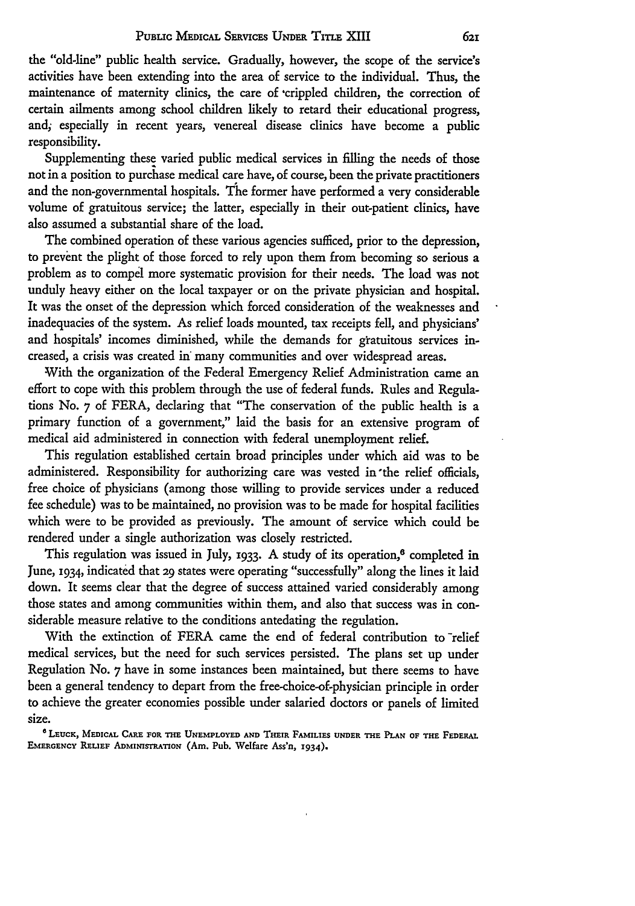the "old-line" public health service. Gradually, however, the scope of the service's activities have been extending into the area of service to the individual. Thus, the maintenance of maternity clinics, the care of crippled children, the correction of certain ailments among school children likely to retard their educational progress, and, especially in recent years, venereal disease clinics have become a public responsibility.

Supplementing these varied public medical services in filling the needs of those not in a position to purchase medical care have, of course, been the private practitioners and the non-governmental hospitals. The former have performed a very considerable volume of gratuitous service; the latter, especially in their out-patient clinics, have also assumed a substantial share of the load.

The combined operation of these various agencies sufficed, prior to the depression, to prevent the plight of those forced to rely upon them from becoming so serious a problem as to compel more systematic provision for their needs. The load was not unduly heavy either on the local taxpayer or on the private physician and hospital. It was the onset of the depression which forced consideration of the weaknesses and inadequacies of the system. As relief loads mounted, tax receipts fell, and physicians' and hospitals' incomes diminished, while the demands for gratuitous services increased, a crisis was created in many communities and over widespread areas.

With the organization of the Federal Emergency Relief Administration came an effort to cope with this problem through the use of federal funds. Rules and Regulations No. 7 of FERA, declaring that "The conservation of the public health is a primary function of a government," laid the basis for an extensive program of medical aid administered in connection with federal unemployment relief.

This regulation established certain broad principles under which aid was to be administered. Responsibility for authorizing care was vested in the relief officials, free choice of physicians (among those willing to provide services under a reduced fee schedule) was to be maintained, no provision was to be made for hospital facilities which were to be provided as previously. The amount of service which could be rendered under a single authorization was closely restricted.

This regulation was issued in July, 1933. A study of its operation,[6] completed in June, 1934, indicated that 29 states were operating "successfully" along the lines it laid down. It seems clear that the degree of success attained varied considerably among those states and among communities within them, and also that success was in considerable measure relative to the conditions antedating the regulation.

With the extinction of FERA came the end of federal contribution to relief medical services, but the need for such services persisted. The plans set up under Regulation No. 7 have in some instances been maintained, but there seems to have been a general tendency to depart from the free-choice-of-physician principle in order to achieve the greater economies possible under salaried doctors or panels of limited size.

[6] LEUCK, MEDICAL CARE FOR THE UNEMPLOYED AND THEIR FAMILIES UNDER THE PLAN OF THE FEDERAL EMERGENCY RELIEF ADMINISTRATION (Am. Pub. Welfare Ass'n, 1934).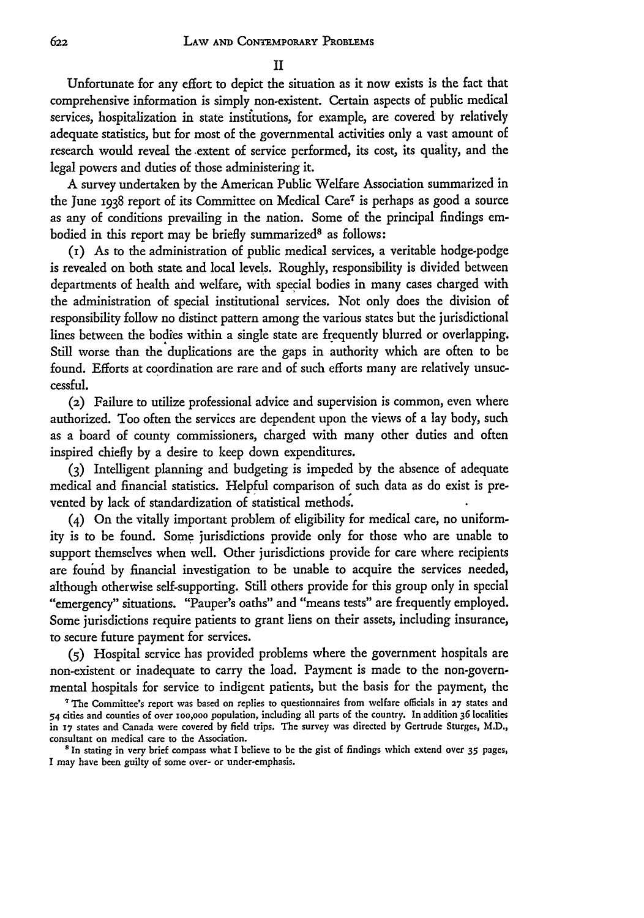## II

Unfortunate for any effort to depict the situation as it now exists is the fact that comprehensive information is simply non-existent. Certain aspects of public medical services, hospitalization in state institutions, for example, are covered by relatively adequate statistics, but for most of the governmental activities only a vast amount of research would reveal the extent of service performed, its cost, its quality, and the legal powers and duties of those administering it.

A survey undertaken by the American Public Welfare Association summarized in the June 1938 report of its Committee on Medical Care[7] is perhaps as good a source as any of conditions prevailing in the nation. Some of the principal findings embodied in this report may be briefly summarized[8] as follows:

(1) As to the administration of public medical services, a veritable hodge-podge is revealed on both state and local levels. Roughly, responsibility is divided between departments of health and welfare, with special bodies in many cases charged with the administration of special institutional services. Not only does the division of responsibility follow no distinct pattern among the various states but the jurisdictional lines between the bodies within a single state are frequently blurred or overlapping. Still worse than the duplications are the gaps in authority which are often to be found. Efforts at coordination are rare and of such efforts many are relatively unsuccessful.

(2) Failure to utilize professional advice and supervision is common, even where authorized. Too often the services are dependent upon the views of a lay body, such as a board of county commissioners, charged with many other duties and often inspired chiefly by a desire to keep down expenditures.

(3) Intelligent planning and budgeting is impeded by the absence of adequate medical and financial statistics. Helpful comparison of such data as do exist is prevented by lack of standardization of statistical methods.

(4) On the vitally important problem of eligibility for medical care, no uniformity is to be found. Some jurisdictions provide only for those who are unable to support themselves when well. Other jurisdictions provide for care where recipients are found by financial investigation to be unable to acquire the services needed, although otherwise self-supporting. Still others provide for this group only in special "emergency" situations. "Pauper's oaths" and "means tests" are frequently employed. Some jurisdictions require patients to grant liens on their assets, including insurance, to secure future payment for services.

(5) Hospital service has provided problems where the government hospitals are non-existent or inadequate to carry the load. Payment is made to the non-governmental hospitals for service to indigent patients, but the basis for the payment, the

[7] The Committee's report was based on replies to questionnaires from welfare officials in 27 states and 54 cities and counties of over 100,000 population, including all parts of the country. In addition 36 localities in 17 states and Canada were covered by field trips. The survey was directed by Gertrude Sturges, M.D., consultant on medical care to the Association.

[8] In stating in very brief compass what I believe to be the gist of findings which extend over 35 pages, I may have been guilty of some over- or under-emphasis.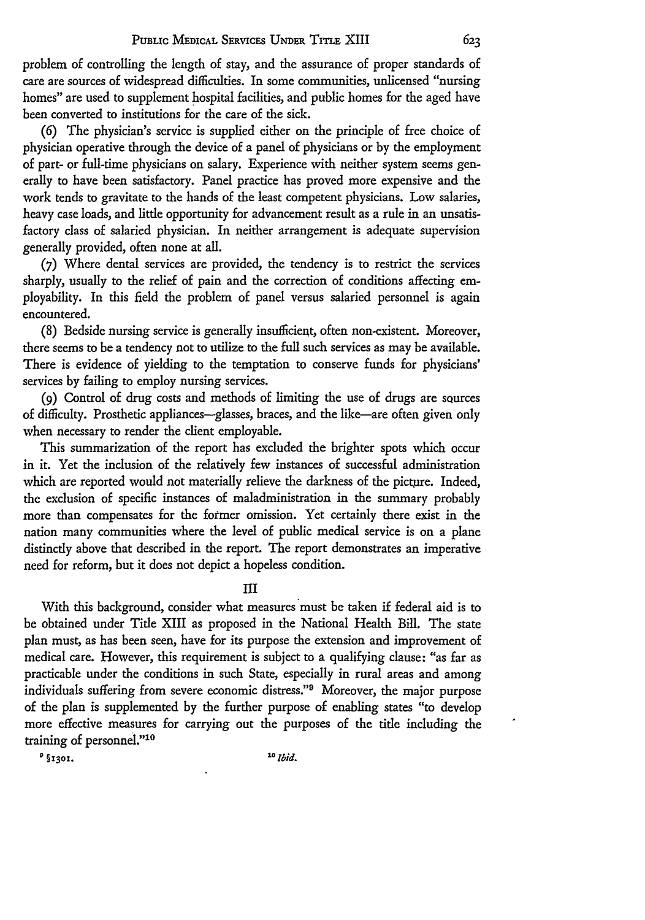problem of controlling the length of stay, and the assurance of proper standards of care are sources of widespread difficulties. In some communities, unlicensed "nursing homes" are used to supplement hospital facilities, and public homes for the aged have been converted to institutions for the care of the sick.

(6) The physician's service is supplied either on the principle of free choice of physician operative through the device of a panel of physicians or by the employment of part- or full-time physicians on salary. Experience with neither system seems generally to have been satisfactory. Panel practice has proved more expensive and the work tends to gravitate to the hands of the least competent physicians. Low salaries, heavy case loads, and little opportunity for advancement result as a rule in an unsatisfactory class of salaried physician. In neither arrangement is adequate supervision generally provided, often none at all.

(7) Where dental services are provided, the tendency is to restrict the services sharply, usually to the relief of pain and the correction of conditions affecting employability. In this field the problem of panel versus salaried personnel is again encountered.

(8) Bedside nursing service is generally insufficient, often non-existent. Moreover, there seems to be a tendency not to utilize to the full such services as may be available. There is evidence of yielding to the temptation to conserve funds for physicians' services by failing to employ nursing services.

(9) Control of drug costs and methods of limiting the use of drugs are sources of difficulty. Prosthetic appliances—glasses, braces, and the like—are often given only when necessary to render the client employable.

This summarization of the report has excluded the brighter spots which occur in it. Yet the inclusion of the relatively few instances of successful administration which are reported would not materially relieve the darkness of the picture. Indeed, the exclusion of specific instances of maladministration in the summary probably more than compensates for the former omission. Yet certainly there exist in the nation many communities where the level of public medical service is on a plane distinctly above that described in the report. The report demonstrates an imperative need for reform, but it does not depict a hopeless condition.

## III

With this background, consider what measures must be taken if federal aid is to be obtained under Title XIII as proposed in the National Health Bill. The state plan must, as has been seen, have for its purpose the extension and improvement of medical care. However, this requirement is subject to a qualifying clause: "as far as practicable under the conditions in such State, especially in rural areas and among individuals suffering from severe economic distress."[9] Moreover, the major purpose of the plan is supplemented by the further purpose of enabling states "to develop more effective measures for carrying out the purposes of the title including the training of personnel."[10]

[9] §1301.

[10] *Ibid.*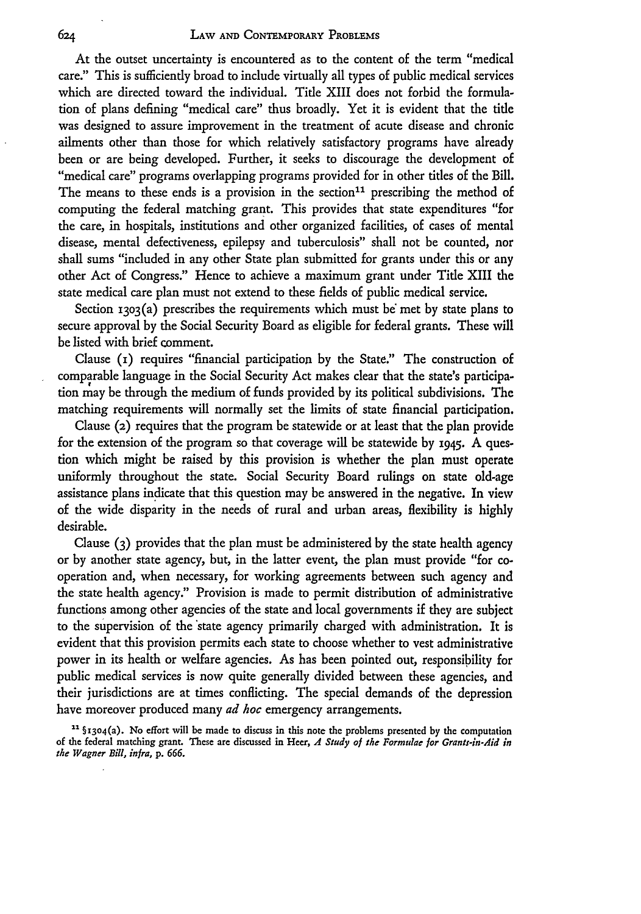At the outset uncertainty is encountered as to the content of the term "medical care." This is sufficiently broad to include virtually all types of public medical services which are directed toward the individual. Title XIII does not forbid the formulation of plans defining "medical care" thus broadly. Yet it is evident that the title was designed to assure improvement in the treatment of acute disease and chronic ailments other than those for which relatively satisfactory programs have already been or are being developed. Further, it seeks to discourage the development of "medical care" programs overlapping programs provided for in other titles of the Bill. The means to these ends is a provision in the section[11] prescribing the method of computing the federal matching grant. This provides that state expenditures "for the care, in hospitals, institutions and other organized facilities, of cases of mental disease, mental defectiveness, epilepsy and tuberculosis" shall not be counted, nor shall sums "included in any other State plan submitted for grants under this or any other Act of Congress." Hence to achieve a maximum grant under Title XIII the state medical care plan must not extend to these fields of public medical service.

Section 1303(a) prescribes the requirements which must be met by state plans to secure approval by the Social Security Board as eligible for federal grants. These will be listed with brief comment.

Clause (1) requires "financial participation by the State." The construction of comparable language in the Social Security Act makes clear that the state's participation may be through the medium of funds provided by its political subdivisions. The matching requirements will normally set the limits of state financial participation.

Clause (2) requires that the program be statewide or at least that the plan provide for the extension of the program so that coverage will be statewide by 1945. A question which might be raised by this provision is whether the plan must operate uniformly throughout the state. Social Security Board rulings on state old-age assistance plans indicate that this question may be answered in the negative. In view of the wide disparity in the needs of rural and urban areas, flexibility is highly desirable.

Clause (3) provides that the plan must be administered by the state health agency or by another state agency, but, in the latter event, the plan must provide "for co-operation and, when necessary, for working agreements between such agency and the state health agency." Provision is made to permit distribution of administrative functions among other agencies of the state and local governments if they are subject to the supervision of the state agency primarily charged with administration. It is evident that this provision permits each state to choose whether to vest administrative power in its health or welfare agencies. As has been pointed out, responsibility for public medical services is now quite generally divided between these agencies, and their jurisdictions are at times conflicting. The special demands of the depression have moreover produced many *ad hoc* emergency arrangements.

[11] §1304(a). No effort will be made to discuss in this note the problems presented by the computation of the federal matching grant. These are discussed in Heer, *A Study of the Formulae for Grants-in-Aid in the Wagner Bill, infra*, p. 666.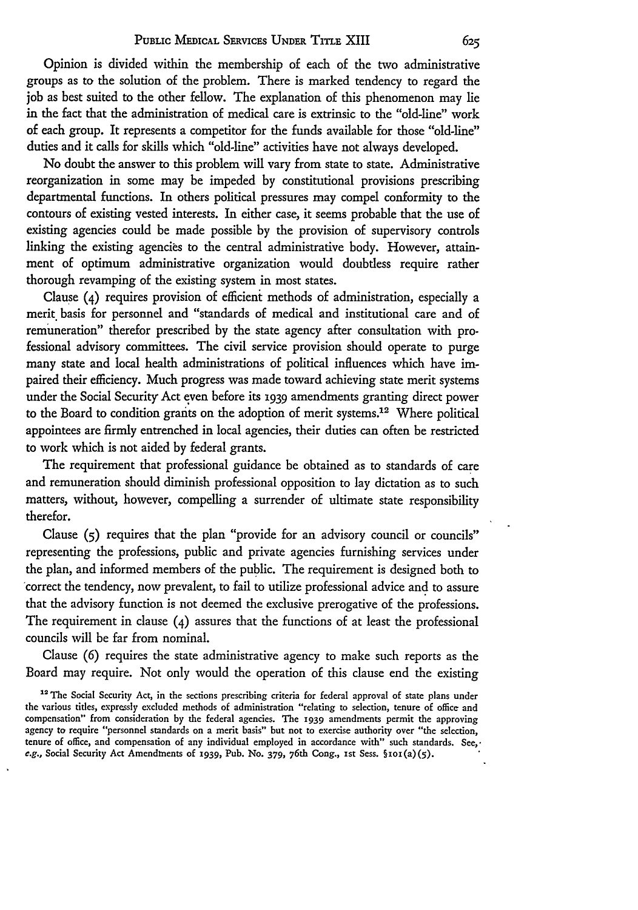Opinion is divided within the membership of each of the two administrative groups as to the solution of the problem. There is marked tendency to regard the job as best suited to the other fellow. The explanation of this phenomenon may lie in the fact that the administration of medical care is extrinsic to the "old-line" work of each group. It represents a competitor for the funds available for those "old-line" duties and it calls for skills which "old-line" activities have not always developed.

No doubt the answer to this problem will vary from state to state. Administrative reorganization in some may be impeded by constitutional provisions prescribing departmental functions. In others political pressures may compel conformity to the contours of existing vested interests. In either case, it seems probable that the use of existing agencies could be made possible by the provision of supervisory controls linking the existing agencies to the central administrative body. However, attainment of optimum administrative organization would doubtless require rather thorough revamping of the existing system in most states.

Clause (4) requires provision of efficient methods of administration, especially a merit basis for personnel and "standards of medical and institutional care and of remuneration" therefor prescribed by the state agency after consultation with professional advisory committees. The civil service provision should operate to purge many state and local health administrations of political influences which have impaired their efficiency. Much progress was made toward achieving state merit systems under the Social Security Act even before its 1939 amendments granting direct power to the Board to condition grants on the adoption of merit systems.[12] Where political appointees are firmly entrenched in local agencies, their duties can often be restricted to work which is not aided by federal grants.

The requirement that professional guidance be obtained as to standards of care and remuneration should diminish professional opposition to lay dictation as to such matters, without, however, compelling a surrender of ultimate state responsibility therefor.

Clause (5) requires that the plan "provide for an advisory council or councils" representing the professions, public and private agencies furnishing services under the plan, and informed members of the public. The requirement is designed both to correct the tendency, now prevalent, to fail to utilize professional advice and to assure that the advisory function is not deemed the exclusive prerogative of the professions. The requirement in clause (4) assures that the functions of at least the professional councils will be far from nominal.

Clause (6) requires the state administrative agency to make such reports as the Board may require. Not only would the operation of this clause end the existing

[12] The Social Security Act, in the sections prescribing criteria for federal approval of state plans under the various titles, expressly excluded methods of administration "relating to selection, tenure of office and compensation" from consideration by the federal agencies. The 1939 amendments permit the approving agency to require "personnel standards on a merit basis" but not to exercise authority over "the selection, tenure of office, and compensation of any individual employed in accordance with" such standards. See, *e.g.*, Social Security Act Amendments of 1939, Pub. No. 379, 76th Cong., 1st Sess. §101(a)(5).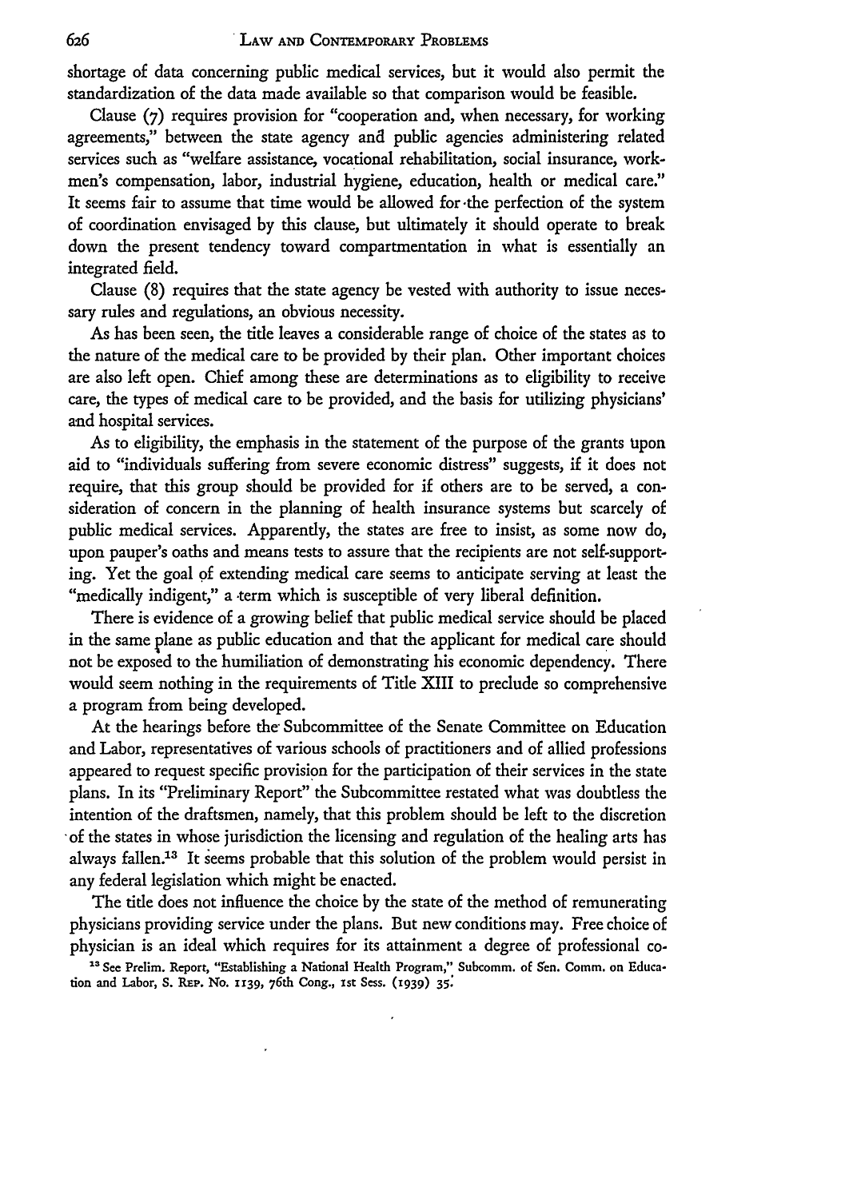shortage of data concerning public medical services, but it would also permit the standardization of the data made available so that comparison would be feasible.

Clause (7) requires provision for "cooperation and, when necessary, for working agreements," between the state agency and public agencies administering related services such as "welfare assistance, vocational rehabilitation, social insurance, workmen's compensation, labor, industrial hygiene, education, health or medical care." It seems fair to assume that time would be allowed for the perfection of the system of coordination envisaged by this clause, but ultimately it should operate to break down the present tendency toward compartmentation in what is essentially an integrated field.

Clause (8) requires that the state agency be vested with authority to issue necessary rules and regulations, an obvious necessity.

As has been seen, the title leaves a considerable range of choice of the states as to the nature of the medical care to be provided by their plan. Other important choices are also left open. Chief among these are determinations as to eligibility to receive care, the types of medical care to be provided, and the basis for utilizing physicians' and hospital services.

As to eligibility, the emphasis in the statement of the purpose of the grants upon aid to "individuals suffering from severe economic distress" suggests, if it does not require, that this group should be provided for if others are to be served, a consideration of concern in the planning of health insurance systems but scarcely of public medical services. Apparently, the states are free to insist, as some now do, upon pauper's oaths and means tests to assure that the recipients are not self-supporting. Yet the goal of extending medical care seems to anticipate serving at least the "medically indigent," a term which is susceptible of very liberal definition.

There is evidence of a growing belief that public medical service should be placed in the same plane as public education and that the applicant for medical care should not be exposed to the humiliation of demonstrating his economic dependency. There would seem nothing in the requirements of Title XIII to preclude so comprehensive a program from being developed.

At the hearings before the Subcommittee of the Senate Committee on Education and Labor, representatives of various schools of practitioners and of allied professions appeared to request specific provision for the participation of their services in the state plans. In its "Preliminary Report" the Subcommittee restated what was doubtless the intention of the draftsmen, namely, that this problem should be left to the discretion of the states in whose jurisdiction the licensing and regulation of the healing arts has always fallen.[13] It seems probable that this solution of the problem would persist in any federal legislation which might be enacted.

The title does not influence the choice by the state of the method of remunerating physicians providing service under the plans. But new conditions may. Free choice of physician is an ideal which requires for its attainment a degree of professional co-

[13] See Prelim. Report, "Establishing a National Health Program," Subcomm. of Sen. Comm. on Education and Labor, S. Rep. No. 1139, 76th Cong., 1st Sess. (1939) 35.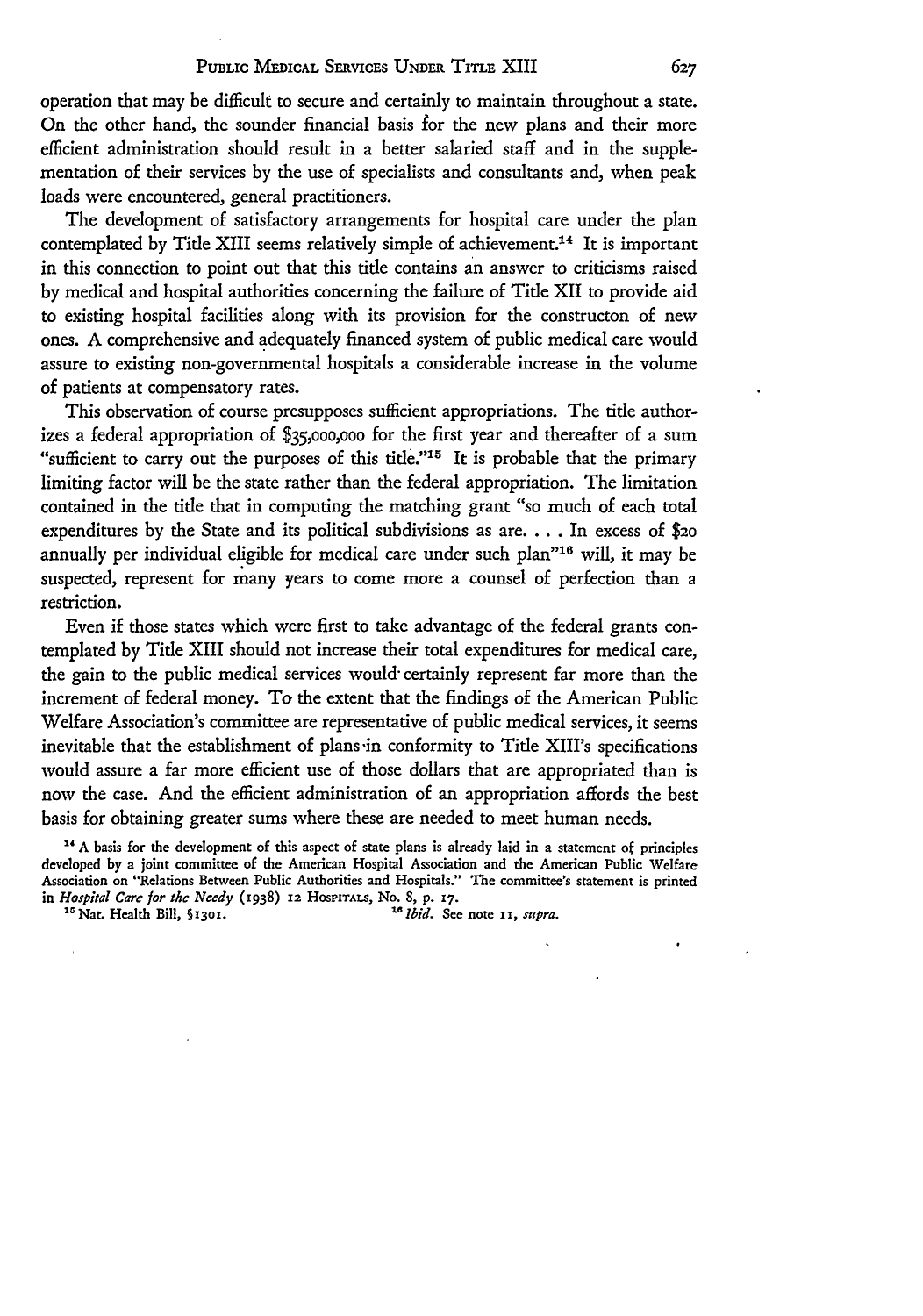operation that may be difficult to secure and certainly to maintain throughout a state. On the other hand, the sounder financial basis for the new plans and their more efficient administration should result in a better salaried staff and in the supplementation of their services by the use of specialists and consultants and, when peak loads were encountered, general practitioners.

The development of satisfactory arrangements for hospital care under the plan contemplated by Title XIII seems relatively simple of achievement.[14] It is important in this connection to point out that this title contains an answer to criticisms raised by medical and hospital authorities concerning the failure of Title XII to provide aid to existing hospital facilities along with its provision for the constructon of new ones. A comprehensive and adequately financed system of public medical care would assure to existing non-governmental hospitals a considerable increase in the volume of patients at compensatory rates.

This observation of course presupposes sufficient appropriations. The title authorizes a federal appropriation of $35,000,000 for the first year and thereafter of a sum "sufficient to carry out the purposes of this title."[15] It is probable that the primary limiting factor will be the state rather than the federal appropriation. The limitation contained in the title that in computing the matching grant "so much of each total expenditures by the State and its political subdivisions as are. . . . In excess of $20 annually per individual eligible for medical care under such plan"[16] will, it may be suspected, represent for many years to come more a counsel of perfection than a restriction.

Even if those states which were first to take advantage of the federal grants contemplated by Title XIII should not increase their total expenditures for medical care, the gain to the public medical services would certainly represent far more than the increment of federal money. To the extent that the findings of the American Public Welfare Association's committee are representative of public medical services, it seems inevitable that the establishment of plans in conformity to Title XIII's specifications would assure a far more efficient use of those dollars that are appropriated than is now the case. And the efficient administration of an appropriation affords the best basis for obtaining greater sums where these are needed to meet human needs.

[14] A basis for the development of this aspect of state plans is already laid in a statement of principles developed by a joint committee of the American Hospital Association and the American Public Welfare Association on "Relations Between Public Authorities and Hospitals." The committee's statement is printed in *Hospital Care for the Needy* (1938) 12 Hospitals, No. 8, p. 17.

[15] Nat. Health Bill, §1301.

[16] *Ibid.* See note 11, *supra.*